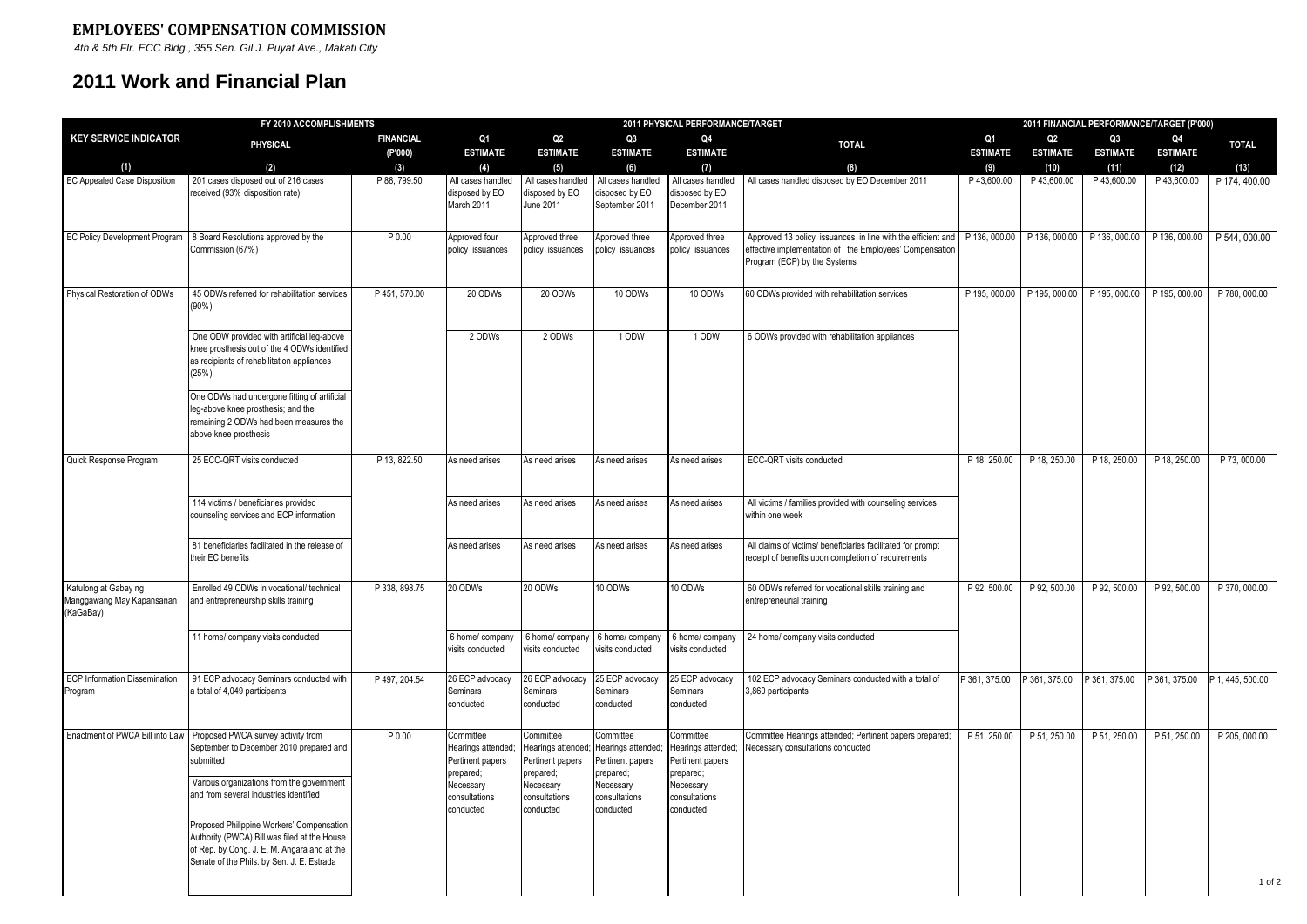**EMPLOYEES' COMPENSATION COMMISSION**

*4th & 5th Flr. ECC Bldg., 355 Sen. Gil J. Puyat Ave., Makati City*

# 2011 Work and Financial Plan

| KEY SERVICE INDICATOR | FY 2010 ACCOMPLISHMENTS | | 2011 PHYSICAL PERFORMANCE/TARGET | | | | | 2011 FINANCIAL PERFORMANCE/TARGET (P'000) | | | | |
|---|---|---|---|---|---|---|---|---|---|---|---|---|
| | PHYSICAL | FINANCIAL (P'000) | Q1 ESTIMATE | Q2 ESTIMATE | Q3 ESTIMATE | Q4 ESTIMATE | TOTAL | Q1 ESTIMATE | Q2 ESTIMATE | Q3 ESTIMATE | Q4 ESTIMATE | TOTAL |
| (1) | (2) | (3) | (4) | (5) | (6) | (7) | (8) | (9) | (10) | (11) | (12) | (13) |
| EC Appealed Case Disposition | 201 cases disposed out of 216 cases received (93% disposition rate) | P 88, 799.50 | All cases handled disposed by EO March 2011 | All cases handled disposed by EO June 2011 | All cases handled disposed by EO September 2011 | All cases handled disposed by EO December 2011 | All cases handled disposed by EO December 2011 | P 43,600.00 | P 43,600.00 | P 43,600.00 | P 43,600.00 | P 174, 400.00 |
| EC Policy Development Program | 8 Board Resolutions approved by the Commission (67%) | P 0.00 | Approved four policy issuances | Approved three policy issuances | Approved three policy issuances | Approved three policy issuances | Approved 13 policy issuances in line with the efficient and effective implementation of the Employees' Compensation Program (ECP) by the Systems | P 136, 000.00 | P 136, 000.00 | P 136, 000.00 | P 136, 000.00 | ₱ 544, 000.00 |
| Physical Restoration of ODWs | 45 ODWs referred for rehabilitation services (90%) | P 451, 570.00 | 20 ODWs | 20 ODWs | 10 ODWs | 10 ODWs | 60 ODWs provided with rehabilitation services | P 195, 000.00 | P 195, 000.00 | P 195, 000.00 | P 195, 000.00 | P 780, 000.00 |
| | One ODW provided with artificial leg-above knee prosthesis out of the 4 ODWs identified as recipients of rehabilitation appliances (25%) | | 2 ODWs | 2 ODWs | 1 ODW | 1 ODW | 6 ODWs provided with rehabilitation appliances | | | | | |
| | One ODWs had undergone fitting of artificial leg-above knee prosthesis; and the remaining 2 ODWs had been measures the above knee prosthesis | | | | | | | | | | | |
| Quick Response Program | 25 ECC-QRT visits conducted | P 13, 822.50 | As need arises | As need arises | As need arises | As need arises | ECC-QRT visits conducted | P 18, 250.00 | P 18, 250.00 | P 18, 250.00 | P 18, 250.00 | P 73, 000.00 |
| | 114 victims / beneficiaries provided counseling services and ECP information | | As need arises | As need arises | As need arises | As need arises | All victims / families provided with counseling services within one week | | | | | |
| | 81 beneficiaries facilitated in the release of their EC benefits | | As need arises | As need arises | As need arises | As need arises | All claims of victims/ beneficiaries facilitated for prompt receipt of benefits upon completion of requirements | | | | | |
| Katulong at Gabay ng Manggagawang May Kapansanan (KaGaBay) | Enrolled 49 ODWs in vocational/ technical and entrepreneurship skills training | P 338, 898.75 | 20 ODWs | 20 ODWs | 10 ODWs | 10 ODWs | 60 ODWs referred for vocational skills training and entrepreneurial training | P 92, 500.00 | P 92, 500.00 | P 92, 500.00 | P 92, 500.00 | P 370, 000.00 |
| | 11 home/ company visits conducted | | 6 home/ company visits conducted | 6 home/ company visits conducted | 6 home/ company visits conducted | 6 home/ company visits conducted | 24 home/ company visits conducted | | | | | |
| ECP Information Dissemination Program | 91 ECP advocacy Seminars conducted with a total of 4,049 participants | P 497, 204.54 | 26 ECP advocacy Seminars conducted | 26 ECP advocacy Seminars conducted | 25 ECP advocacy Seminars conducted | 25 ECP advocacy Seminars conducted | 102 ECP advocacy Seminars conducted with a total of 3,860 participants | P 361, 375.00 | P 361, 375.00 | P 361, 375.00 | P 361, 375.00 | P 1, 445, 500.00 |
| Enactment of PWCA Bill into Law | Proposed PWCA survey activity from September to December 2010 prepared and submitted | P 0.00 | Committee Hearings attended; Pertinent papers prepared; Necessary consultations conducted | Committee Hearings attended; Pertinent papers prepared; Necessary consultations conducted | Committee Hearings attended; Pertinent papers prepared; Necessary consultations conducted | Committee Hearings attended; Pertinent papers prepared; Necessary consultations conducted | Committee Hearings attended; Pertinent papers prepared; Necessary consultations conducted | P 51, 250.00 | P 51, 250.00 | P 51, 250.00 | P 51, 250.00 | P 205, 000.00 |
| | Various organizations from the government and from several industries identified | | | | | | | | | | | |
| | Proposed Philippine Workers' Compensation Authority (PWCA) Bill was filed at the House of Rep. by Cong. J. E. M. Angara and at the Senate of the Phils. by Sen. J. E. Estrada | | | | | | | | | | | |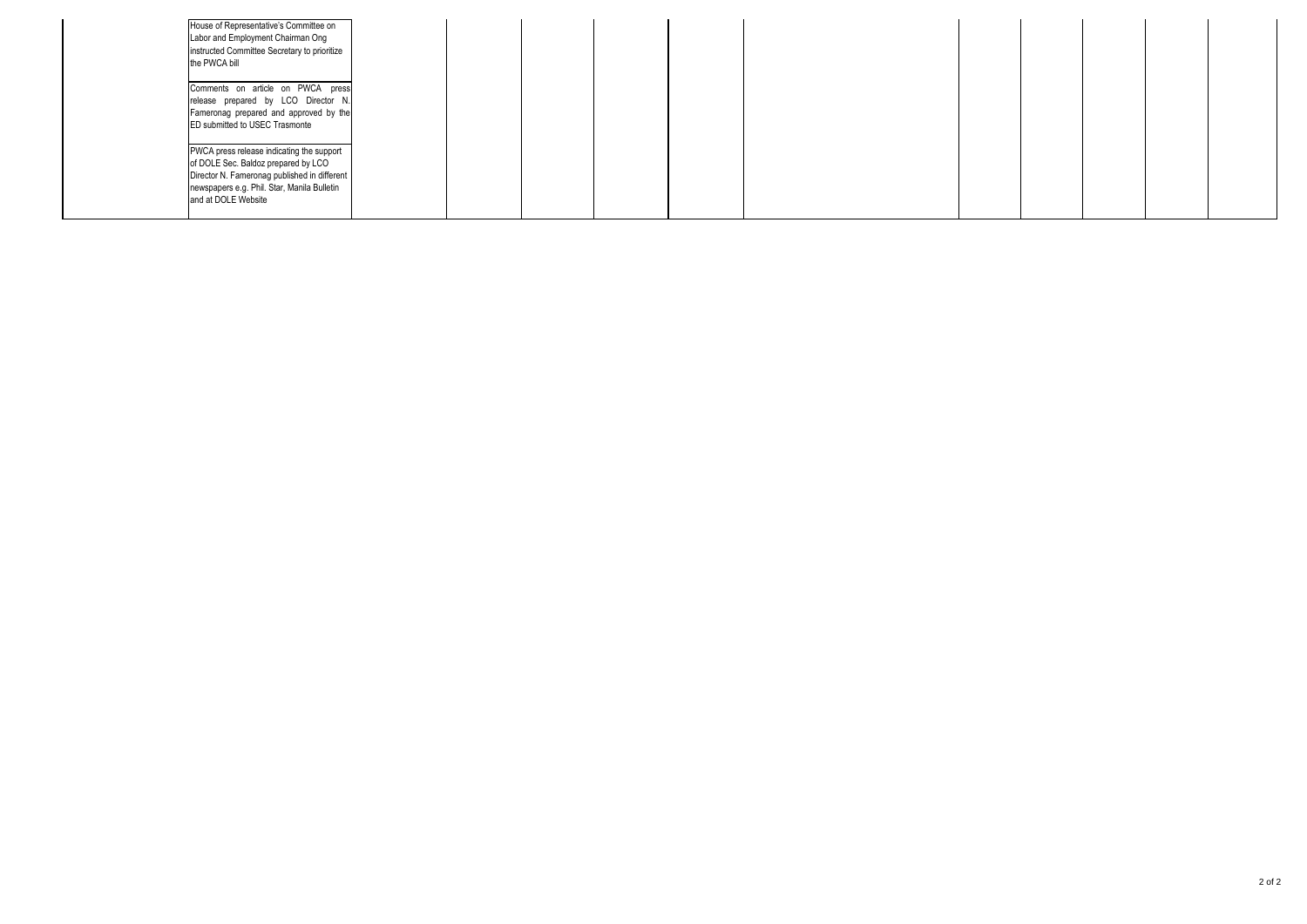| | | | | | | | | | | | | |
|---|---|---|---|---|---|---|---|---|---|---|---|---|
| | House of Representative's Committee on Labor and Employment Chairman Ong instructed Committee Secretary to prioritize the PWCA bill | | | | | | | | | | | |
| | Comments on article on PWCA press release prepared by LCO Director N. Fameronag prepared and approved by the ED submitted to USEC Trasmonte | | | | | | | | | | | |
| | PWCA press release indicating the support of DOLE Sec. Baldoz prepared by LCO Director N. Fameronag published in different newspapers e.g. Phil. Star, Manila Bulletin and at DOLE Website | | | | | | | | | | | |